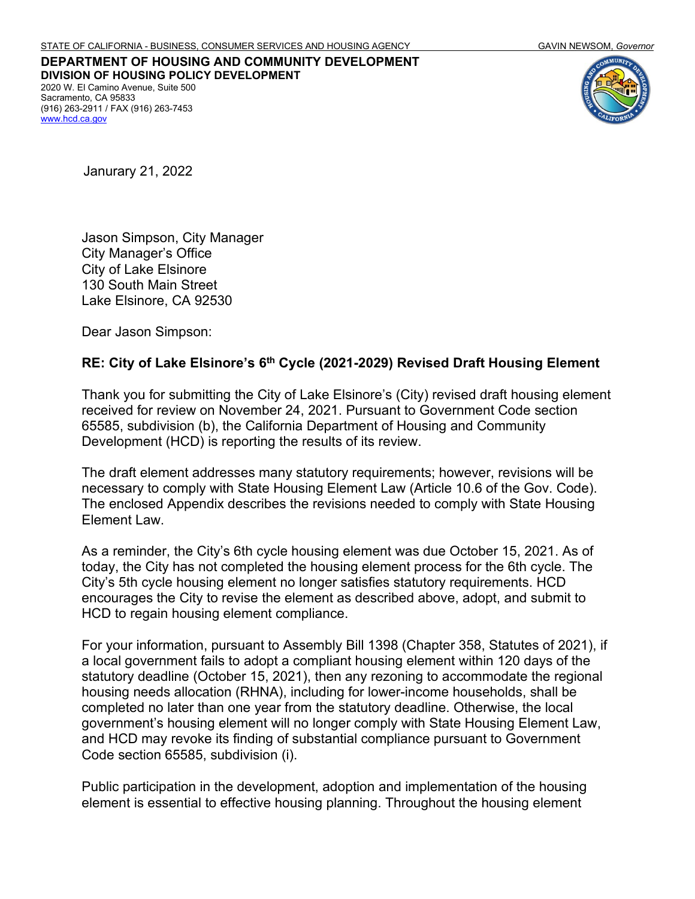STATE OF CALIFORNIA - BUSINESS, CONSUMER SERVICES AND HOUSING AGENCY GAVIN NEWSOM, *Governor*

**DEPARTMENT OF HOUSING AND COMMUNITY DEVELOPMENT**
**DIVISION OF HOUSING POLICY DEVELOPMENT**
2020 W. El Camino Avenue, Suite 500
Sacramento, CA 95833
(916) 263-2911 / FAX (916) 263-7453
www.hcd.ca.gov

Janurary 21, 2022

Jason Simpson, City Manager
City Manager's Office
City of Lake Elsinore
130 South Main Street
Lake Elsinore, CA 92530

Dear Jason Simpson:

**RE: City of Lake Elsinore's 6th Cycle (2021-2029) Revised Draft Housing Element**

Thank you for submitting the City of Lake Elsinore's (City) revised draft housing element received for review on November 24, 2021. Pursuant to Government Code section 65585, subdivision (b), the California Department of Housing and Community Development (HCD) is reporting the results of its review.

The draft element addresses many statutory requirements; however, revisions will be necessary to comply with State Housing Element Law (Article 10.6 of the Gov. Code). The enclosed Appendix describes the revisions needed to comply with State Housing Element Law.

As a reminder, the City's 6th cycle housing element was due October 15, 2021. As of today, the City has not completed the housing element process for the 6th cycle. The City's 5th cycle housing element no longer satisfies statutory requirements. HCD encourages the City to revise the element as described above, adopt, and submit to HCD to regain housing element compliance.

For your information, pursuant to Assembly Bill 1398 (Chapter 358, Statutes of 2021), if a local government fails to adopt a compliant housing element within 120 days of the statutory deadline (October 15, 2021), then any rezoning to accommodate the regional housing needs allocation (RHNA), including for lower-income households, shall be completed no later than one year from the statutory deadline. Otherwise, the local government's housing element will no longer comply with State Housing Element Law, and HCD may revoke its finding of substantial compliance pursuant to Government Code section 65585, subdivision (i).

Public participation in the development, adoption and implementation of the housing element is essential to effective housing planning. Throughout the housing element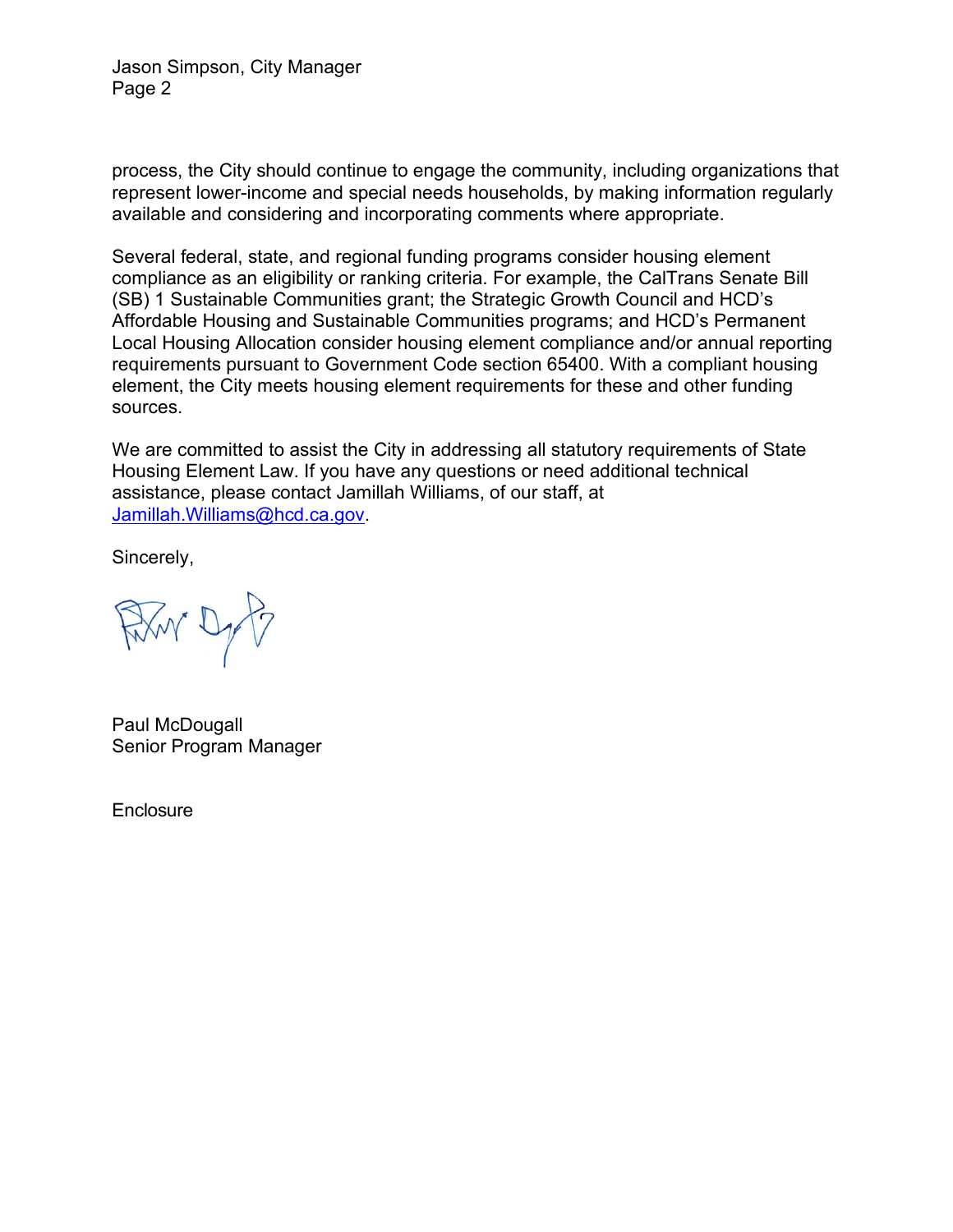process, the City should continue to engage the community, including organizations that represent lower-income and special needs households, by making information regularly available and considering and incorporating comments where appropriate.

Several federal, state, and regional funding programs consider housing element compliance as an eligibility or ranking criteria. For example, the CalTrans Senate Bill (SB) 1 Sustainable Communities grant; the Strategic Growth Council and HCD's Affordable Housing and Sustainable Communities programs; and HCD's Permanent Local Housing Allocation consider housing element compliance and/or annual reporting requirements pursuant to Government Code section 65400. With a compliant housing element, the City meets housing element requirements for these and other funding sources.

We are committed to assist the City in addressing all statutory requirements of State Housing Element Law. If you have any questions or need additional technical assistance, please contact Jamillah Williams, of our staff, at [Jamillah.Williams@hcd.ca.gov](mailto:Jamillah.Williams@hcd.ca.gov).

Sincerely,

Paul McDougall
Senior Program Manager

Enclosure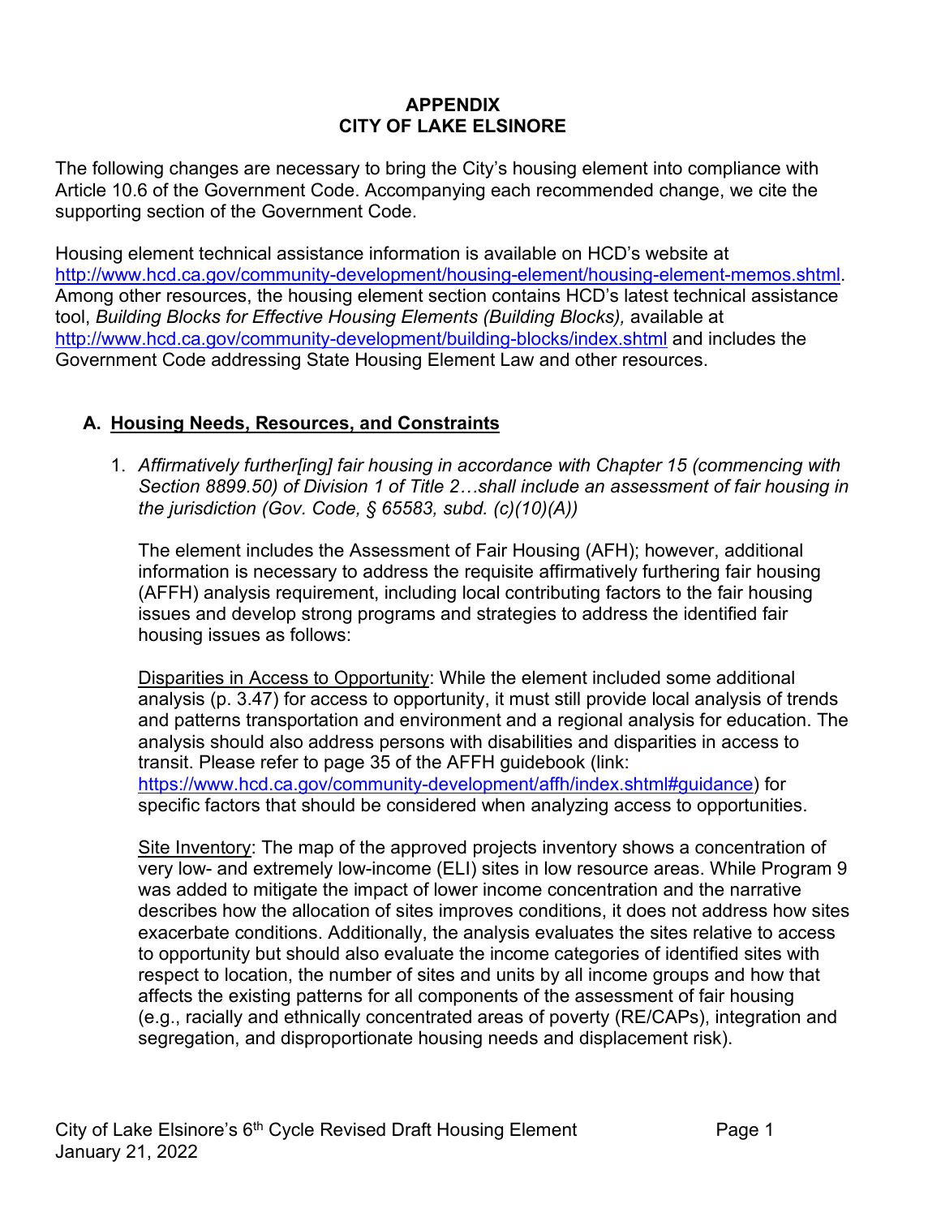# APPENDIX
# CITY OF LAKE ELSINORE

The following changes are necessary to bring the City's housing element into compliance with Article 10.6 of the Government Code. Accompanying each recommended change, we cite the supporting section of the Government Code.

Housing element technical assistance information is available on HCD's website at http://www.hcd.ca.gov/community-development/housing-element/housing-element-memos.shtml. Among other resources, the housing element section contains HCD's latest technical assistance tool, *Building Blocks for Effective Housing Elements (Building Blocks),* available at http://www.hcd.ca.gov/community-development/building-blocks/index.shtml and includes the Government Code addressing State Housing Element Law and other resources.

## A. Housing Needs, Resources, and Constraints

1. *Affirmatively further[ing] fair housing in accordance with Chapter 15 (commencing with Section 8899.50) of Division 1 of Title 2…shall include an assessment of fair housing in the jurisdiction (Gov. Code, § 65583, subd. (c)(10)(A))*

   The element includes the Assessment of Fair Housing (AFH); however, additional information is necessary to address the requisite affirmatively furthering fair housing (AFFH) analysis requirement, including local contributing factors to the fair housing issues and develop strong programs and strategies to address the identified fair housing issues as follows:

   Disparities in Access to Opportunity: While the element included some additional analysis (p. 3.47) for access to opportunity, it must still provide local analysis of trends and patterns transportation and environment and a regional analysis for education. The analysis should also address persons with disabilities and disparities in access to transit. Please refer to page 35 of the AFFH guidebook (link: https://www.hcd.ca.gov/community-development/affh/index.shtml#guidance) for specific factors that should be considered when analyzing access to opportunities.

   Site Inventory: The map of the approved projects inventory shows a concentration of very low- and extremely low-income (ELI) sites in low resource areas. While Program 9 was added to mitigate the impact of lower income concentration and the narrative describes how the allocation of sites improves conditions, it does not address how sites exacerbate conditions. Additionally, the analysis evaluates the sites relative to access to opportunity but should also evaluate the income categories of identified sites with respect to location, the number of sites and units by all income groups and how that affects the existing patterns for all components of the assessment of fair housing (e.g., racially and ethnically concentrated areas of poverty (RE/CAPs), integration and segregation, and disproportionate housing needs and displacement risk).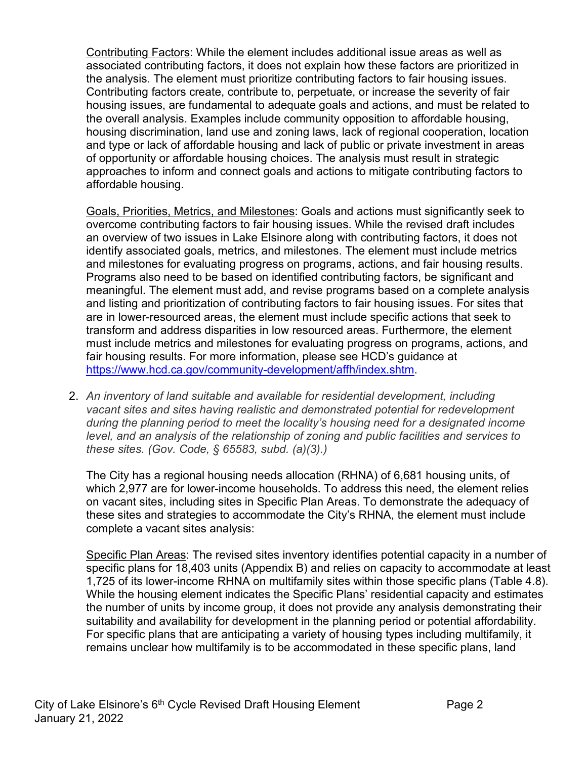Contributing Factors: While the element includes additional issue areas as well as associated contributing factors, it does not explain how these factors are prioritized in the analysis. The element must prioritize contributing factors to fair housing issues. Contributing factors create, contribute to, perpetuate, or increase the severity of fair housing issues, are fundamental to adequate goals and actions, and must be related to the overall analysis. Examples include community opposition to affordable housing, housing discrimination, land use and zoning laws, lack of regional cooperation, location and type or lack of affordable housing and lack of public or private investment in areas of opportunity or affordable housing choices. The analysis must result in strategic approaches to inform and connect goals and actions to mitigate contributing factors to affordable housing.

Goals, Priorities, Metrics, and Milestones: Goals and actions must significantly seek to overcome contributing factors to fair housing issues. While the revised draft includes an overview of two issues in Lake Elsinore along with contributing factors, it does not identify associated goals, metrics, and milestones. The element must include metrics and milestones for evaluating progress on programs, actions, and fair housing results. Programs also need to be based on identified contributing factors, be significant and meaningful. The element must add, and revise programs based on a complete analysis and listing and prioritization of contributing factors to fair housing issues. For sites that are in lower-resourced areas, the element must include specific actions that seek to transform and address disparities in low resourced areas. Furthermore, the element must include metrics and milestones for evaluating progress on programs, actions, and fair housing results. For more information, please see HCD's guidance at https://www.hcd.ca.gov/community-development/affh/index.shtm.

2. *An inventory of land suitable and available for residential development, including vacant sites and sites having realistic and demonstrated potential for redevelopment during the planning period to meet the locality's housing need for a designated income level, and an analysis of the relationship of zoning and public facilities and services to these sites. (Gov. Code, § 65583, subd. (a)(3).)*

   The City has a regional housing needs allocation (RHNA) of 6,681 housing units, of which 2,977 are for lower-income households. To address this need, the element relies on vacant sites, including sites in Specific Plan Areas. To demonstrate the adequacy of these sites and strategies to accommodate the City's RHNA, the element must include complete a vacant sites analysis:

   Specific Plan Areas: The revised sites inventory identifies potential capacity in a number of specific plans for 18,403 units (Appendix B) and relies on capacity to accommodate at least 1,725 of its lower-income RHNA on multifamily sites within those specific plans (Table 4.8). While the housing element indicates the Specific Plans' residential capacity and estimates the number of units by income group, it does not provide any analysis demonstrating their suitability and availability for development in the planning period or potential affordability. For specific plans that are anticipating a variety of housing types including multifamily, it remains unclear how multifamily is to be accommodated in these specific plans, land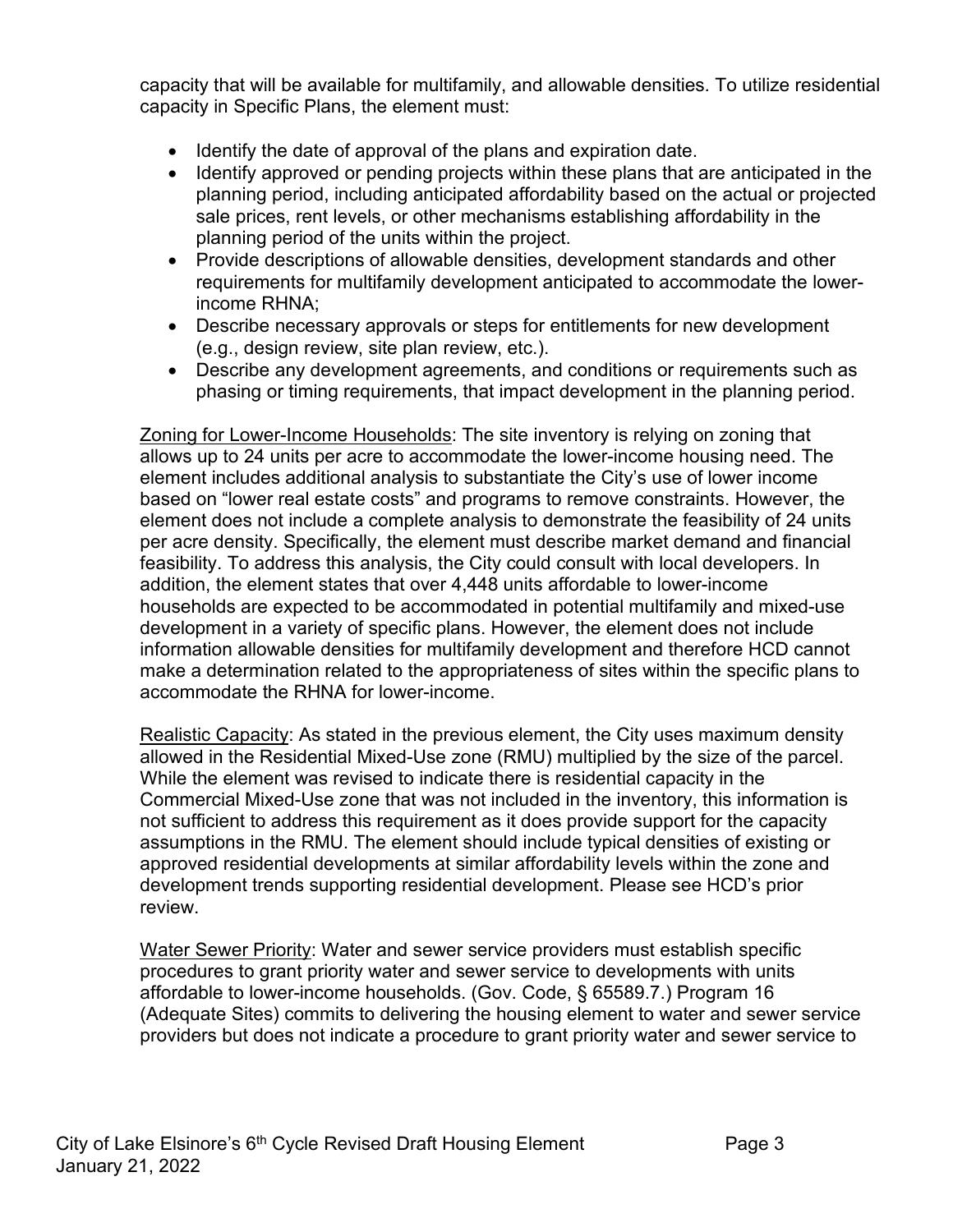capacity that will be available for multifamily, and allowable densities. To utilize residential capacity in Specific Plans, the element must:

- Identify the date of approval of the plans and expiration date.
- Identify approved or pending projects within these plans that are anticipated in the planning period, including anticipated affordability based on the actual or projected sale prices, rent levels, or other mechanisms establishing affordability in the planning period of the units within the project.
- Provide descriptions of allowable densities, development standards and other requirements for multifamily development anticipated to accommodate the lower-income RHNA;
- Describe necessary approvals or steps for entitlements for new development (e.g., design review, site plan review, etc.).
- Describe any development agreements, and conditions or requirements such as phasing or timing requirements, that impact development in the planning period.

Zoning for Lower-Income Households: The site inventory is relying on zoning that allows up to 24 units per acre to accommodate the lower-income housing need. The element includes additional analysis to substantiate the City's use of lower income based on "lower real estate costs" and programs to remove constraints. However, the element does not include a complete analysis to demonstrate the feasibility of 24 units per acre density. Specifically, the element must describe market demand and financial feasibility. To address this analysis, the City could consult with local developers. In addition, the element states that over 4,448 units affordable to lower-income households are expected to be accommodated in potential multifamily and mixed-use development in a variety of specific plans. However, the element does not include information allowable densities for multifamily development and therefore HCD cannot make a determination related to the appropriateness of sites within the specific plans to accommodate the RHNA for lower-income.

Realistic Capacity: As stated in the previous element, the City uses maximum density allowed in the Residential Mixed-Use zone (RMU) multiplied by the size of the parcel. While the element was revised to indicate there is residential capacity in the Commercial Mixed-Use zone that was not included in the inventory, this information is not sufficient to address this requirement as it does provide support for the capacity assumptions in the RMU. The element should include typical densities of existing or approved residential developments at similar affordability levels within the zone and development trends supporting residential development. Please see HCD's prior review.

Water Sewer Priority: Water and sewer service providers must establish specific procedures to grant priority water and sewer service to developments with units affordable to lower-income households. (Gov. Code, § 65589.7.) Program 16 (Adequate Sites) commits to delivering the housing element to water and sewer service providers but does not indicate a procedure to grant priority water and sewer service to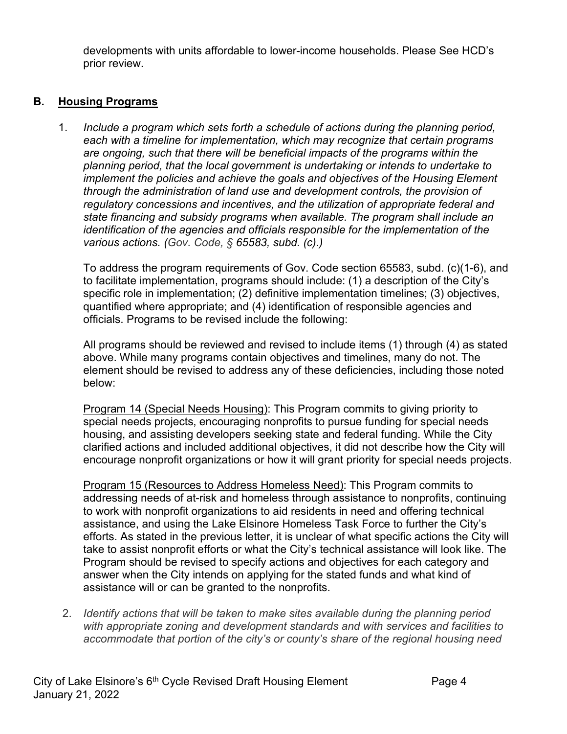developments with units affordable to lower-income households. Please See HCD's prior review.

## B. Housing Programs

1. *Include a program which sets forth a schedule of actions during the planning period, each with a timeline for implementation, which may recognize that certain programs are ongoing, such that there will be beneficial impacts of the programs within the planning period, that the local government is undertaking or intends to undertake to implement the policies and achieve the goals and objectives of the Housing Element through the administration of land use and development controls, the provision of regulatory concessions and incentives, and the utilization of appropriate federal and state financing and subsidy programs when available. The program shall include an identification of the agencies and officials responsible for the implementation of the various actions. (Gov. Code, § 65583, subd. (c).)*

   To address the program requirements of Gov. Code section 65583, subd. (c)(1-6), and to facilitate implementation, programs should include: (1) a description of the City's specific role in implementation; (2) definitive implementation timelines; (3) objectives, quantified where appropriate; and (4) identification of responsible agencies and officials. Programs to be revised include the following:

   All programs should be reviewed and revised to include items (1) through (4) as stated above. While many programs contain objectives and timelines, many do not. The element should be revised to address any of these deficiencies, including those noted below:

   Program 14 (Special Needs Housing): This Program commits to giving priority to special needs projects, encouraging nonprofits to pursue funding for special needs housing, and assisting developers seeking state and federal funding. While the City clarified actions and included additional objectives, it did not describe how the City will encourage nonprofit organizations or how it will grant priority for special needs projects.

   Program 15 (Resources to Address Homeless Need): This Program commits to addressing needs of at-risk and homeless through assistance to nonprofits, continuing to work with nonprofit organizations to aid residents in need and offering technical assistance, and using the Lake Elsinore Homeless Task Force to further the City's efforts. As stated in the previous letter, it is unclear of what specific actions the City will take to assist nonprofit efforts or what the City's technical assistance will look like. The Program should be revised to specify actions and objectives for each category and answer when the City intends on applying for the stated funds and what kind of assistance will or can be granted to the nonprofits.

2. *Identify actions that will be taken to make sites available during the planning period with appropriate zoning and development standards and with services and facilities to accommodate that portion of the city's or county's share of the regional housing need*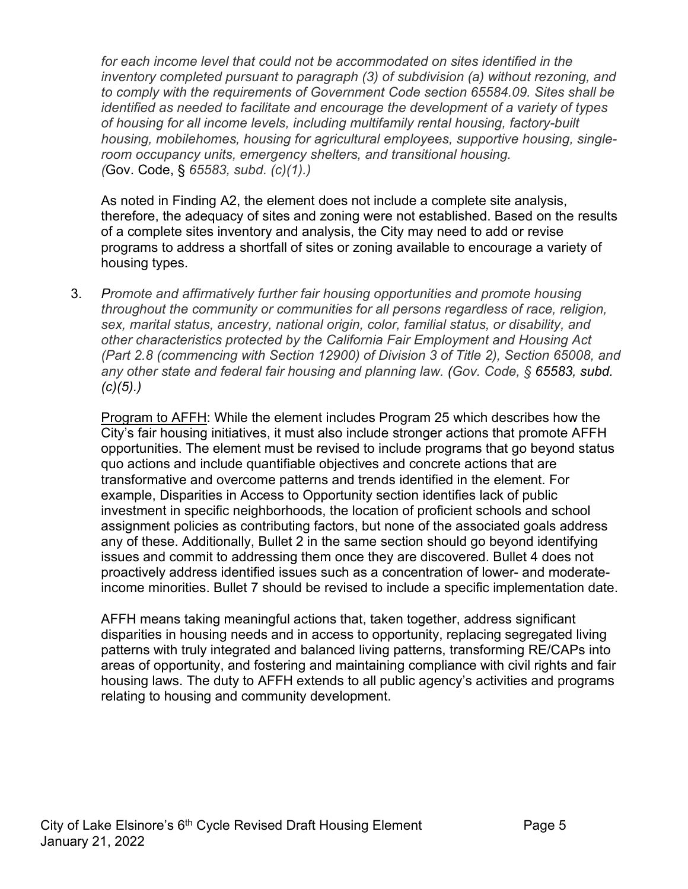*for each income level that could not be accommodated on sites identified in the inventory completed pursuant to paragraph (3) of subdivision (a) without rezoning, and to comply with the requirements of Government Code section 65584.09. Sites shall be identified as needed to facilitate and encourage the development of a variety of types of housing for all income levels, including multifamily rental housing, factory-built housing, mobilehomes, housing for agricultural employees, supportive housing, single-room occupancy units, emergency shelters, and transitional housing.* (Gov. Code, § *65583, subd. (c)(1).)*

As noted in Finding A2, the element does not include a complete site analysis, therefore, the adequacy of sites and zoning were not established. Based on the results of a complete sites inventory and analysis, the City may need to add or revise programs to address a shortfall of sites or zoning available to encourage a variety of housing types.

3. *Promote and affirmatively further fair housing opportunities and promote housing throughout the community or communities for all persons regardless of race, religion, sex, marital status, ancestry, national origin, color, familial status, or disability, and other characteristics protected by the California Fair Employment and Housing Act (Part 2.8 (commencing with Section 12900) of Division 3 of Title 2), Section 65008, and any other state and federal fair housing and planning law. (Gov. Code, § 65583, subd. (c)(5).)*

   Program to AFFH: While the element includes Program 25 which describes how the City's fair housing initiatives, it must also include stronger actions that promote AFFH opportunities. The element must be revised to include programs that go beyond status quo actions and include quantifiable objectives and concrete actions that are transformative and overcome patterns and trends identified in the element. For example, Disparities in Access to Opportunity section identifies lack of public investment in specific neighborhoods, the location of proficient schools and school assignment policies as contributing factors, but none of the associated goals address any of these. Additionally, Bullet 2 in the same section should go beyond identifying issues and commit to addressing them once they are discovered. Bullet 4 does not proactively address identified issues such as a concentration of lower- and moderate-income minorities. Bullet 7 should be revised to include a specific implementation date.

   AFFH means taking meaningful actions that, taken together, address significant disparities in housing needs and in access to opportunity, replacing segregated living patterns with truly integrated and balanced living patterns, transforming RE/CAPs into areas of opportunity, and fostering and maintaining compliance with civil rights and fair housing laws. The duty to AFFH extends to all public agency's activities and programs relating to housing and community development.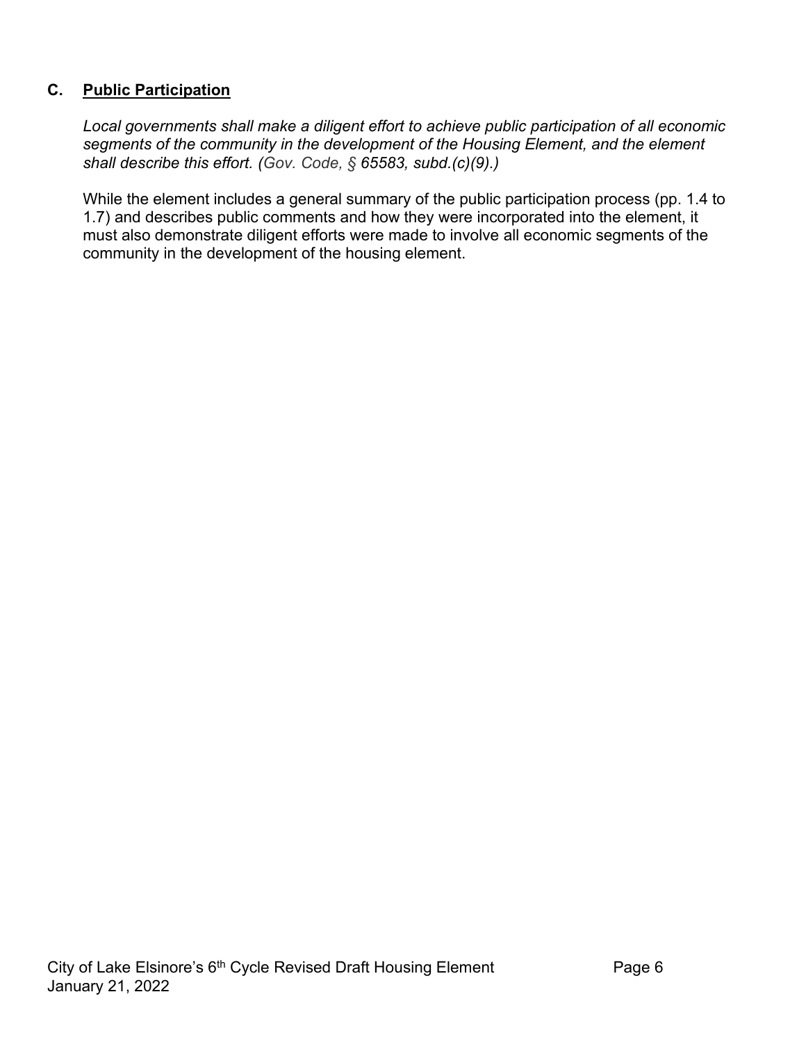## C. Public Participation

*Local governments shall make a diligent effort to achieve public participation of all economic segments of the community in the development of the Housing Element, and the element shall describe this effort. (Gov. Code, § 65583, subd.(c)(9).)*

While the element includes a general summary of the public participation process (pp. 1.4 to 1.7) and describes public comments and how they were incorporated into the element, it must also demonstrate diligent efforts were made to involve all economic segments of the community in the development of the housing element.